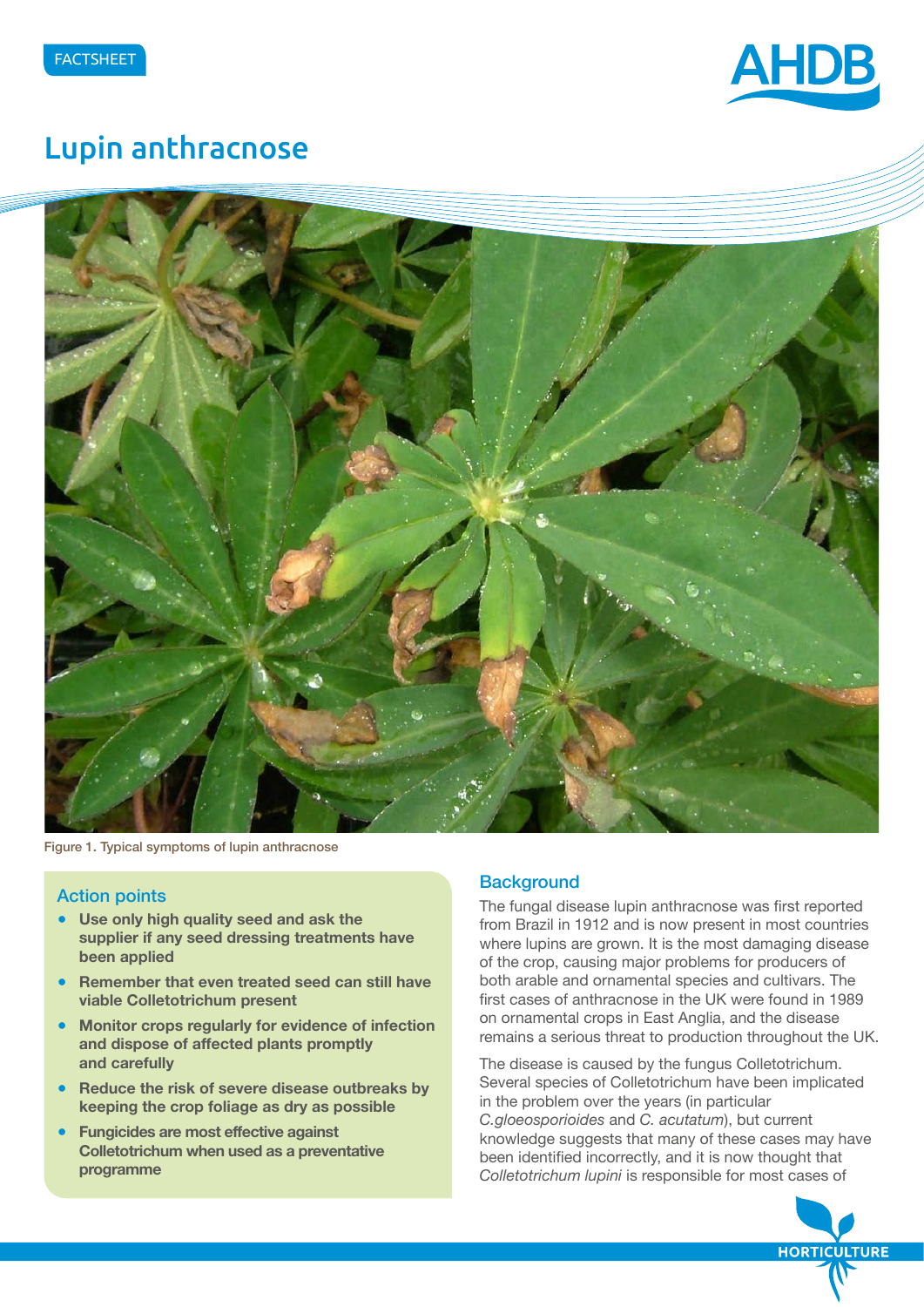FACTSHEET

# Lupin anthracnose

Figure 1. Typical symptoms of lupin anthracnose

### Action points

- **Use only high quality seed and ask the supplier if any seed dressing treatments have been applied**
- **Remember that even treated seed can still have viable Colletotrichum present**
- **Monitor crops regularly for evidence of infection and dispose of affected plants promptly and carefully**
- **Reduce the risk of severe disease outbreaks by keeping the crop foliage as dry as possible**
- **Fungicides are most effective against Colletotrichum when used as a preventative programme**

## Background

The fungal disease lupin anthracnose was first reported from Brazil in 1912 and is now present in most countries where lupins are grown. It is the most damaging disease of the crop, causing major problems for producers of both arable and ornamental species and cultivars. The first cases of anthracnose in the UK were found in 1989 on ornamental crops in East Anglia, and the disease remains a serious threat to production throughout the UK.

The disease is caused by the fungus Colletotrichum. Several species of Colletotrichum have been implicated in the problem over the years (in particular *C.gloeosporioides* and *C. acutatum*), but current knowledge suggests that many of these cases may have been identified incorrectly, and it is now thought that *Colletotrichum lupini* is responsible for most cases of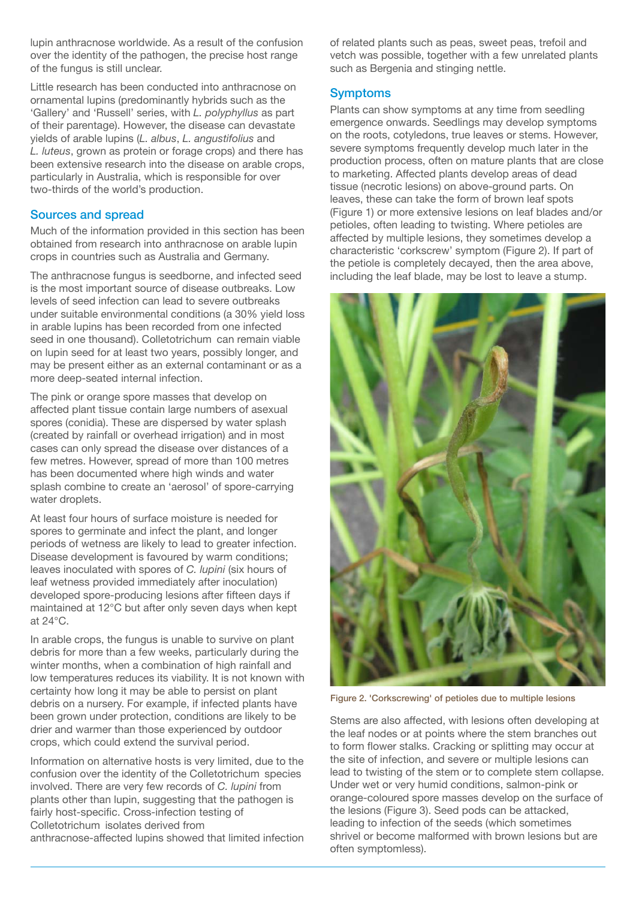lupin anthracnose worldwide. As a result of the confusion over the identity of the pathogen, the precise host range of the fungus is still unclear.

Little research has been conducted into anthracnose on ornamental lupins (predominantly hybrids such as the 'Gallery' and 'Russell' series, with *L. polyphyllus* as part of their parentage). However, the disease can devastate yields of arable lupins (*L. albus*, *L. angustifolius* and *L. luteus*, grown as protein or forage crops) and there has been extensive research into the disease on arable crops, particularly in Australia, which is responsible for over two-thirds of the world's production.

## Sources and spread

Much of the information provided in this section has been obtained from research into anthracnose on arable lupin crops in countries such as Australia and Germany.

The anthracnose fungus is seedborne, and infected seed is the most important source of disease outbreaks. Low levels of seed infection can lead to severe outbreaks under suitable environmental conditions (a 30% yield loss in arable lupins has been recorded from one infected seed in one thousand). Colletotrichum can remain viable on lupin seed for at least two years, possibly longer, and may be present either as an external contaminant or as a more deep-seated internal infection.

The pink or orange spore masses that develop on affected plant tissue contain large numbers of asexual spores (conidia). These are dispersed by water splash (created by rainfall or overhead irrigation) and in most cases can only spread the disease over distances of a few metres. However, spread of more than 100 metres has been documented where high winds and water splash combine to create an 'aerosol' of spore-carrying water droplets.

At least four hours of surface moisture is needed for spores to germinate and infect the plant, and longer periods of wetness are likely to lead to greater infection. Disease development is favoured by warm conditions; leaves inoculated with spores of *C. lupini* (six hours of leaf wetness provided immediately after inoculation) developed spore-producing lesions after fifteen days if maintained at 12°C but after only seven days when kept at 24°C.

In arable crops, the fungus is unable to survive on plant debris for more than a few weeks, particularly during the winter months, when a combination of high rainfall and low temperatures reduces its viability. It is not known with certainty how long it may be able to persist on plant debris on a nursery. For example, if infected plants have been grown under protection, conditions are likely to be drier and warmer than those experienced by outdoor crops, which could extend the survival period.

Information on alternative hosts is very limited, due to the confusion over the identity of the Colletotrichum species involved. There are very few records of *C. lupini* from plants other than lupin, suggesting that the pathogen is fairly host-specific. Cross-infection testing of Colletotrichum isolates derived from anthracnose-affected lupins showed that limited infection of related plants such as peas, sweet peas, trefoil and vetch was possible, together with a few unrelated plants such as Bergenia and stinging nettle.

## Symptoms

Plants can show symptoms at any time from seedling emergence onwards. Seedlings may develop symptoms on the roots, cotyledons, true leaves or stems. However, severe symptoms frequently develop much later in the production process, often on mature plants that are close to marketing. Affected plants develop areas of dead tissue (necrotic lesions) on above-ground parts. On leaves, these can take the form of brown leaf spots (Figure 1) or more extensive lesions on leaf blades and/or petioles, often leading to twisting. Where petioles are affected by multiple lesions, they sometimes develop a characteristic 'corkscrew' symptom (Figure 2). If part of the petiole is completely decayed, then the area above, including the leaf blade, may be lost to leave a stump.

Figure 2. 'Corkscrewing' of petioles due to multiple lesions

Stems are also affected, with lesions often developing at the leaf nodes or at points where the stem branches out to form flower stalks. Cracking or splitting may occur at the site of infection, and severe or multiple lesions can lead to twisting of the stem or to complete stem collapse. Under wet or very humid conditions, salmon-pink or orange-coloured spore masses develop on the surface of the lesions (Figure 3). Seed pods can be attacked, leading to infection of the seeds (which sometimes shrivel or become malformed with brown lesions but are often symptomless).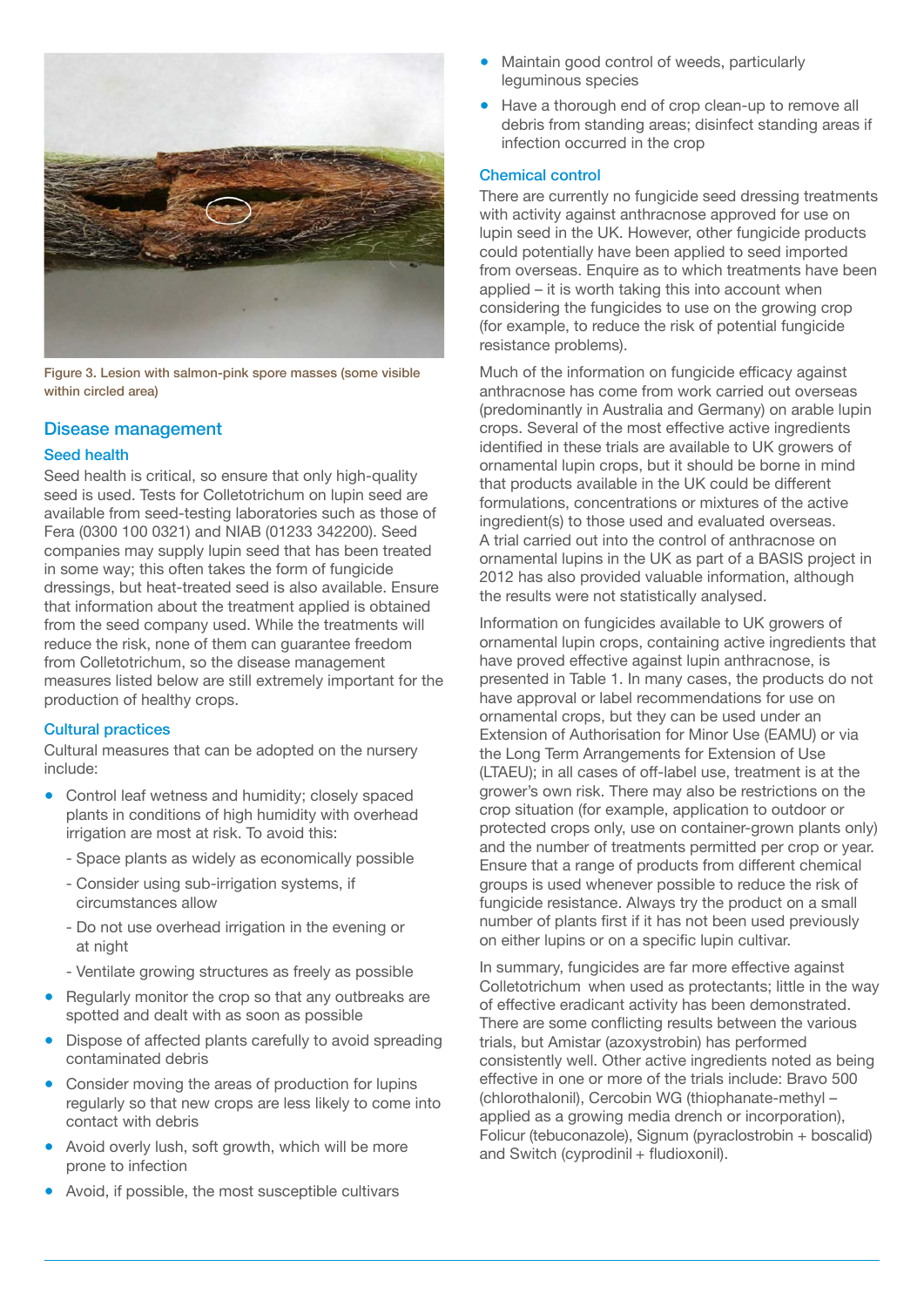Figure 3. Lesion with salmon-pink spore masses (some visible within circled area)

## Disease management

### Seed health

Seed health is critical, so ensure that only high-quality seed is used. Tests for Colletotrichum on lupin seed are available from seed-testing laboratories such as those of Fera (0300 100 0321) and NIAB (01233 342200). Seed companies may supply lupin seed that has been treated in some way; this often takes the form of fungicide dressings, but heat-treated seed is also available. Ensure that information about the treatment applied is obtained from the seed company used. While the treatments will reduce the risk, none of them can guarantee freedom from Colletotrichum, so the disease management measures listed below are still extremely important for the production of healthy crops.

### Cultural practices

Cultural measures that can be adopted on the nursery include:

- Control leaf wetness and humidity; closely spaced plants in conditions of high humidity with overhead irrigation are most at risk. To avoid this:
  - Space plants as widely as economically possible
  - Consider using sub-irrigation systems, if circumstances allow
  - Do not use overhead irrigation in the evening or at night
  - Ventilate growing structures as freely as possible
- Regularly monitor the crop so that any outbreaks are spotted and dealt with as soon as possible
- Dispose of affected plants carefully to avoid spreading contaminated debris
- Consider moving the areas of production for lupins regularly so that new crops are less likely to come into contact with debris
- Avoid overly lush, soft growth, which will be more prone to infection
- Avoid, if possible, the most susceptible cultivars
- Maintain good control of weeds, particularly leguminous species
- Have a thorough end of crop clean-up to remove all debris from standing areas; disinfect standing areas if infection occurred in the crop

### Chemical control

There are currently no fungicide seed dressing treatments with activity against anthracnose approved for use on lupin seed in the UK. However, other fungicide products could potentially have been applied to seed imported from overseas. Enquire as to which treatments have been applied – it is worth taking this into account when considering the fungicides to use on the growing crop (for example, to reduce the risk of potential fungicide resistance problems).

Much of the information on fungicide efficacy against anthracnose has come from work carried out overseas (predominantly in Australia and Germany) on arable lupin crops. Several of the most effective active ingredients identified in these trials are available to UK growers of ornamental lupin crops, but it should be borne in mind that products available in the UK could be different formulations, concentrations or mixtures of the active ingredient(s) to those used and evaluated overseas. A trial carried out into the control of anthracnose on ornamental lupins in the UK as part of a BASIS project in 2012 has also provided valuable information, although the results were not statistically analysed.

Information on fungicides available to UK growers of ornamental lupin crops, containing active ingredients that have proved effective against lupin anthracnose, is presented in Table 1. In many cases, the products do not have approval or label recommendations for use on ornamental crops, but they can be used under an Extension of Authorisation for Minor Use (EAMU) or via the Long Term Arrangements for Extension of Use (LTAEU); in all cases of off-label use, treatment is at the grower's own risk. There may also be restrictions on the crop situation (for example, application to outdoor or protected crops only, use on container-grown plants only) and the number of treatments permitted per crop or year. Ensure that a range of products from different chemical groups is used whenever possible to reduce the risk of fungicide resistance. Always try the product on a small number of plants first if it has not been used previously on either lupins or on a specific lupin cultivar.

In summary, fungicides are far more effective against Colletotrichum when used as protectants; little in the way of effective eradicant activity has been demonstrated. There are some conflicting results between the various trials, but Amistar (azoxystrobin) has performed consistently well. Other active ingredients noted as being effective in one or more of the trials include: Bravo 500 (chlorothalonil), Cercobin WG (thiophanate-methyl – applied as a growing media drench or incorporation), Folicur (tebuconazole), Signum (pyraclostrobin + boscalid) and Switch (cyprodinil + fludioxonil).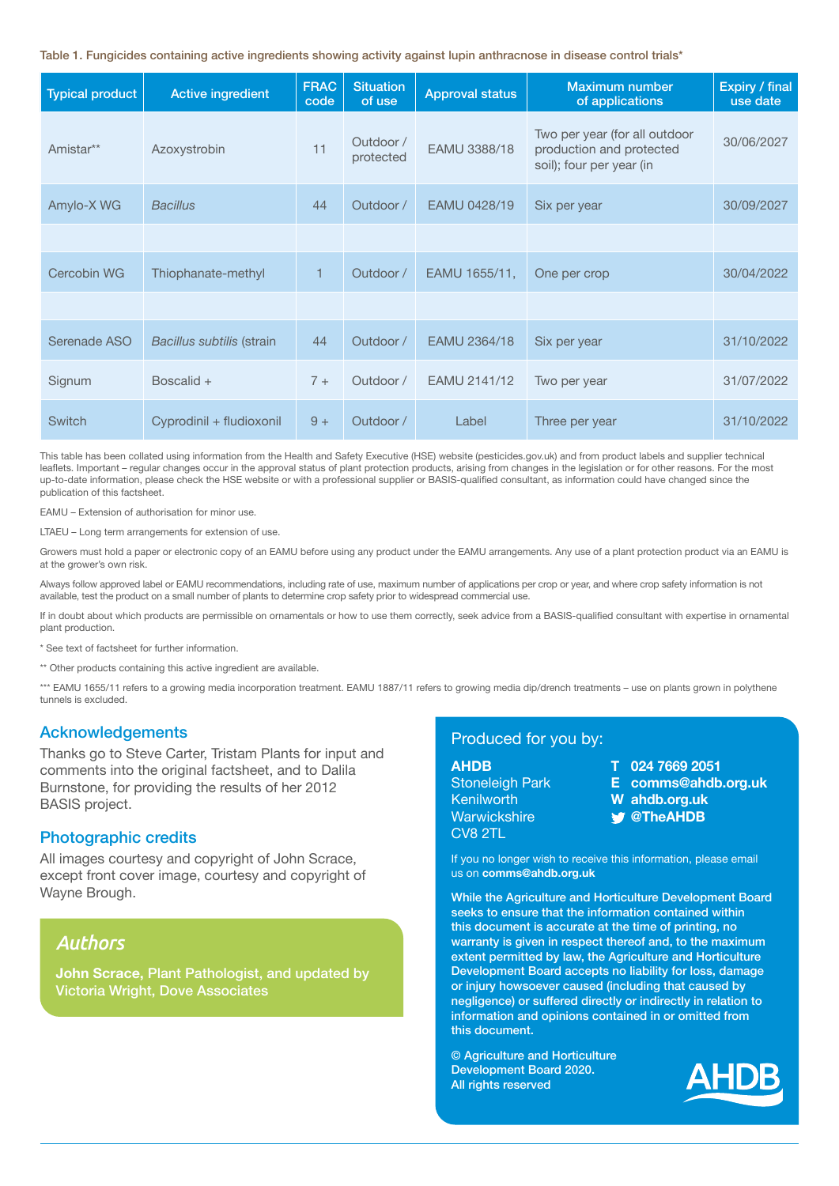Table 1. Fungicides containing active ingredients showing activity against lupin anthracnose in disease control trials*

| Typical product | Active ingredient | FRAC code | Situation of use | Approval status | Maximum number of applications | Expiry / final use date |
|---|---|---|---|---|---|---|
| Amistar** | Azoxystrobin | 11 | Outdoor / protected | EAMU 3388/18 | Two per year (for all outdoor production and protected soil); four per year (in | 30/06/2027 |
| Amylo-X WG | *Bacillus* | 44 | Outdoor / | EAMU 0428/19 | Six per year | 30/09/2027 |
| | | | | | | |
| Cercobin WG | Thiophanate-methyl | 1 | Outdoor / | EAMU 1655/11, | One per crop | 30/04/2022 |
| | | | | | | |
| Serenade ASO | *Bacillus subtilis* (strain | 44 | Outdoor / | EAMU 2364/18 | Six per year | 31/10/2022 |
| Signum | Boscalid + | 7 + | Outdoor / | EAMU 2141/12 | Two per year | 31/07/2022 |
| Switch | Cyprodinil + fludioxonil | 9 + | Outdoor / | Label | Three per year | 31/10/2022 |

This table has been collated using information from the Health and Safety Executive (HSE) website (pesticides.gov.uk) and from product labels and supplier technical leaflets. Important – regular changes occur in the approval status of plant protection products, arising from changes in the legislation or for other reasons. For the most up-to-date information, please check the HSE website or with a professional supplier or BASIS-qualified consultant, as information could have changed since the publication of this factsheet.

EAMU – Extension of authorisation for minor use.

LTAEU – Long term arrangements for extension of use.

Growers must hold a paper or electronic copy of an EAMU before using any product under the EAMU arrangements. Any use of a plant protection product via an EAMU is at the grower's own risk.

Always follow approved label or EAMU recommendations, including rate of use, maximum number of applications per crop or year, and where crop safety information is not available, test the product on a small number of plants to determine crop safety prior to widespread commercial use.

If in doubt about which products are permissible on ornamentals or how to use them correctly, seek advice from a BASIS-qualified consultant with expertise in ornamental plant production.

\* See text of factsheet for further information.

\** Other products containing this active ingredient are available.

\*** EAMU 1655/11 refers to a growing media incorporation treatment. EAMU 1887/11 refers to growing media dip/drench treatments – use on plants grown in polythene tunnels is excluded.

## Acknowledgements

Thanks go to Steve Carter, Tristam Plants for input and comments into the original factsheet, and to Dalila Burnstone, for providing the results of her 2012 BASIS project.

## Photographic credits

All images courtesy and copyright of John Scrace, except front cover image, courtesy and copyright of Wayne Brough.

## Authors

**John Scrace,** Plant Pathologist, and updated by Victoria Wright, Dove Associates

## Produced for you by:

**AHDB**
Stoneleigh Park
Kenilworth
Warwickshire
CV8 2TL

**T 024 7669 2051**
**E comms@ahdb.org.uk**
**W ahdb.org.uk**
**@TheAHDB**

If you no longer wish to receive this information, please email us on **comms@ahdb.org.uk**

**While the Agriculture and Horticulture Development Board seeks to ensure that the information contained within this document is accurate at the time of printing, no warranty is given in respect thereof and, to the maximum extent permitted by law, the Agriculture and Horticulture Development Board accepts no liability for loss, damage or injury howsoever caused (including that caused by negligence) or suffered directly or indirectly in relation to information and opinions contained in or omitted from this document.**

© Agriculture and Horticulture Development Board 2020. All rights reserved

AHDB